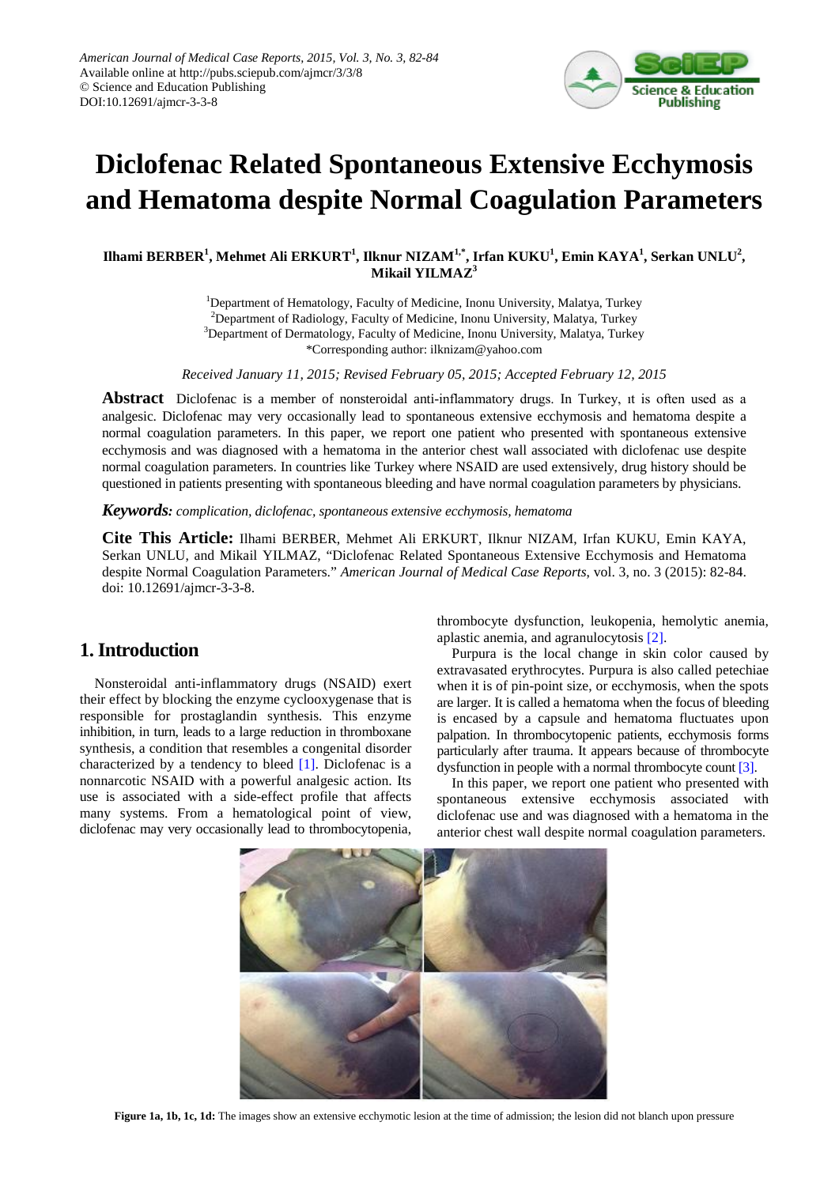# Diclofenac Related Spontaneous Extensive Ecchymosis and Hematoma despite Normal Coagulation Parameters

**Ilhami BERBER[1], Mehmet Ali ERKURT[1], Ilknur NIZAM[1,*], Irfan KUKU[1], Emin KAYA[1], Serkan UNLU[2], Mikail YILMAZ[3]**

[1]Department of Hematology, Faculty of Medicine, Inonu University, Malatya, Turkey
[2]Department of Radiology, Faculty of Medicine, Inonu University, Malatya, Turkey
[3]Department of Dermatology, Faculty of Medicine, Inonu University, Malatya, Turkey
*Corresponding author: ilknizam@yahoo.com

*Received January 11, 2015; Revised February 05, 2015; Accepted February 12, 2015*

**Abstract** Diclofenac is a member of nonsteroidal anti-inflammatory drugs. In Turkey, ıt is often used as a analgesic. Diclofenac may very occasionally lead to spontaneous extensive ecchymosis and hematoma despite a normal coagulation parameters. In this paper, we report one patient who presented with spontaneous extensive ecchymosis and was diagnosed with a hematoma in the anterior chest wall associated with diclofenac use despite normal coagulation parameters. In countries like Turkey where NSAID are used extensively, drug history should be questioned in patients presenting with spontaneous bleeding and have normal coagulation parameters by physicians.

***Keywords:*** *complication, diclofenac, spontaneous extensive ecchymosis, hematoma*

**Cite This Article:** Ilhami BERBER, Mehmet Ali ERKURT, Ilknur NIZAM, Irfan KUKU, Emin KAYA, Serkan UNLU, and Mikail YILMAZ, "Diclofenac Related Spontaneous Extensive Ecchymosis and Hematoma despite Normal Coagulation Parameters." *American Journal of Medical Case Reports*, vol. 3, no. 3 (2015): 82-84. doi: 10.12691/ajmcr-3-3-8.

## 1. Introduction

Nonsteroidal anti-inflammatory drugs (NSAID) exert their effect by blocking the enzyme cyclooxygenase that is responsible for prostaglandin synthesis. This enzyme inhibition, in turn, leads to a large reduction in thromboxane synthesis, a condition that resembles a congenital disorder characterized by a tendency to bleed [1]. Diclofenac is a nonnarcotic NSAID with a powerful analgesic action. Its use is associated with a side-effect profile that affects many systems. From a hematological point of view, diclofenac may very occasionally lead to thrombocytopenia, thrombocyte dysfunction, leukopenia, hemolytic anemia, aplastic anemia, and agranulocytosis [2].

Purpura is the local change in skin color caused by extravasated erythrocytes. Purpura is also called petechiae when it is of pin-point size, or ecchymosis, when the spots are larger. It is called a hematoma when the focus of bleeding is encased by a capsule and hematoma fluctuates upon palpation. In thrombocytopenic patients, ecchymosis forms particularly after trauma. It appears because of thrombocyte dysfunction in people with a normal thrombocyte count [3].

In this paper, we report one patient who presented with spontaneous extensive ecchymosis associated with diclofenac use and was diagnosed with a hematoma in the anterior chest wall despite normal coagulation parameters.

**Figure 1a, 1b, 1c, 1d:** The images show an extensive ecchymotic lesion at the time of admission; the lesion did not blanch upon pressure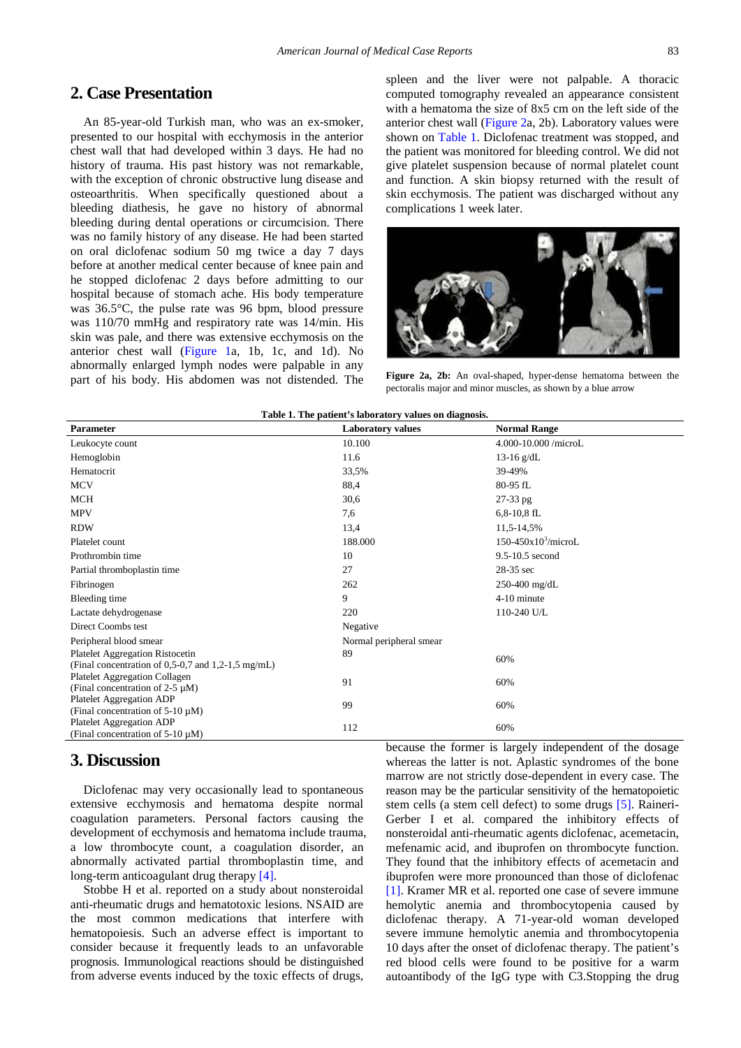## 2. Case Presentation

An 85-year-old Turkish man, who was an ex-smoker, presented to our hospital with ecchymosis in the anterior chest wall that had developed within 3 days. He had no history of trauma. His past history was not remarkable, with the exception of chronic obstructive lung disease and osteoarthritis. When specifically questioned about a bleeding diathesis, he gave no history of abnormal bleeding during dental operations or circumcision. There was no family history of any disease. He had been started on oral diclofenac sodium 50 mg twice a day 7 days before at another medical center because of knee pain and he stopped diclofenac 2 days before admitting to our hospital because of stomach ache. His body temperature was 36.5°C, the pulse rate was 96 bpm, blood pressure was 110/70 mmHg and respiratory rate was 14/min. His skin was pale, and there was extensive ecchymosis on the anterior chest wall (Figure 1a, 1b, 1c, and 1d). No abnormally enlarged lymph nodes were palpable in any part of his body. His abdomen was not distended. The spleen and the liver were not palpable. A thoracic computed tomography revealed an appearance consistent with a hematoma the size of 8x5 cm on the left side of the anterior chest wall (Figure 2a, 2b). Laboratory values were shown on Table 1. Diclofenac treatment was stopped, and the patient was monitored for bleeding control. We did not give platelet suspension because of normal platelet count and function. A skin biopsy returned with the result of skin ecchymosis. The patient was discharged without any complications 1 week later.

**Figure 2a, 2b:** An oval-shaped, hyper-dense hematoma between the pectoralis major and minor muscles, as shown by a blue arrow

**Table 1. The patient's laboratory values on diagnosis.**

| Parameter | Laboratory values | Normal Range |
|---|---|---|
| Leukocyte count | 10.100 | 4.000-10.000 /microL |
| Hemoglobin | 11.6 | 13-16 g/dL |
| Hematocrit | 33,5% | 39-49% |
| MCV | 88,4 | 80-95 fL |
| MCH | 30,6 | 27-33 pg |
| MPV | 7,6 | 6,8-10,8 fL |
| RDW | 13,4 | 11,5-14,5% |
| Platelet count | 188.000 | 150-450x10$^3$/microL |
| Prothrombin time | 10 | 9.5-10.5 second |
| Partial thromboplastin time | 27 | 28-35 sec |
| Fibrinogen | 262 | 250-400 mg/dL |
| Bleeding time | 9 | 4-10 minute |
| Lactate dehydrogenase | 220 | 110-240 U/L |
| Direct Coombs test | Negative | |
| Peripheral blood smear | Normal peripheral smear | |
| Platelet Aggregation Ristocetin (Final concentration of 0,5-0,7 and 1,2-1,5 mg/mL) | 89 | 60% |
| Platelet Aggregation Collagen (Final concentration of 2-5 μM) | 91 | 60% |
| Platelet Aggregation ADP (Final concentration of 5-10 μM) | 99 | 60% |
| Platelet Aggregation ADP (Final concentration of 5-10 μM) | 112 | 60% |

## 3. Discussion

Diclofenac may very occasionally lead to spontaneous extensive ecchymosis and hematoma despite normal coagulation parameters. Personal factors causing the development of ecchymosis and hematoma include trauma, a low thrombocyte count, a coagulation disorder, an abnormally activated partial thromboplastin time, and long-term anticoagulant drug therapy [4].

Stobbe H et al. reported on a study about nonsteroidal anti-rheumatic drugs and hematotoxic lesions. NSAID are the most common medications that interfere with hematopoiesis. Such an adverse effect is important to consider because it frequently leads to an unfavorable prognosis. Immunological reactions should be distinguished from adverse events induced by the toxic effects of drugs, because the former is largely independent of the dosage whereas the latter is not. Aplastic syndromes of the bone marrow are not strictly dose-dependent in every case. The reason may be the particular sensitivity of the hematopoietic stem cells (a stem cell defect) to some drugs [5]. Raineri-Gerber I et al. compared the inhibitory effects of nonsteroidal anti-rheumatic agents diclofenac, acemetacin, mefenamic acid, and ibuprofen on thrombocyte function. They found that the inhibitory effects of acemetacin and ibuprofen were more pronounced than those of diclofenac [1]. Kramer MR et al. reported one case of severe immune hemolytic anemia and thrombocytopenia caused by diclofenac therapy. A 71-year-old woman developed severe immune hemolytic anemia and thrombocytopenia 10 days after the onset of diclofenac therapy. The patient's red blood cells were found to be positive for a warm autoantibody of the IgG type with C3.Stopping the drug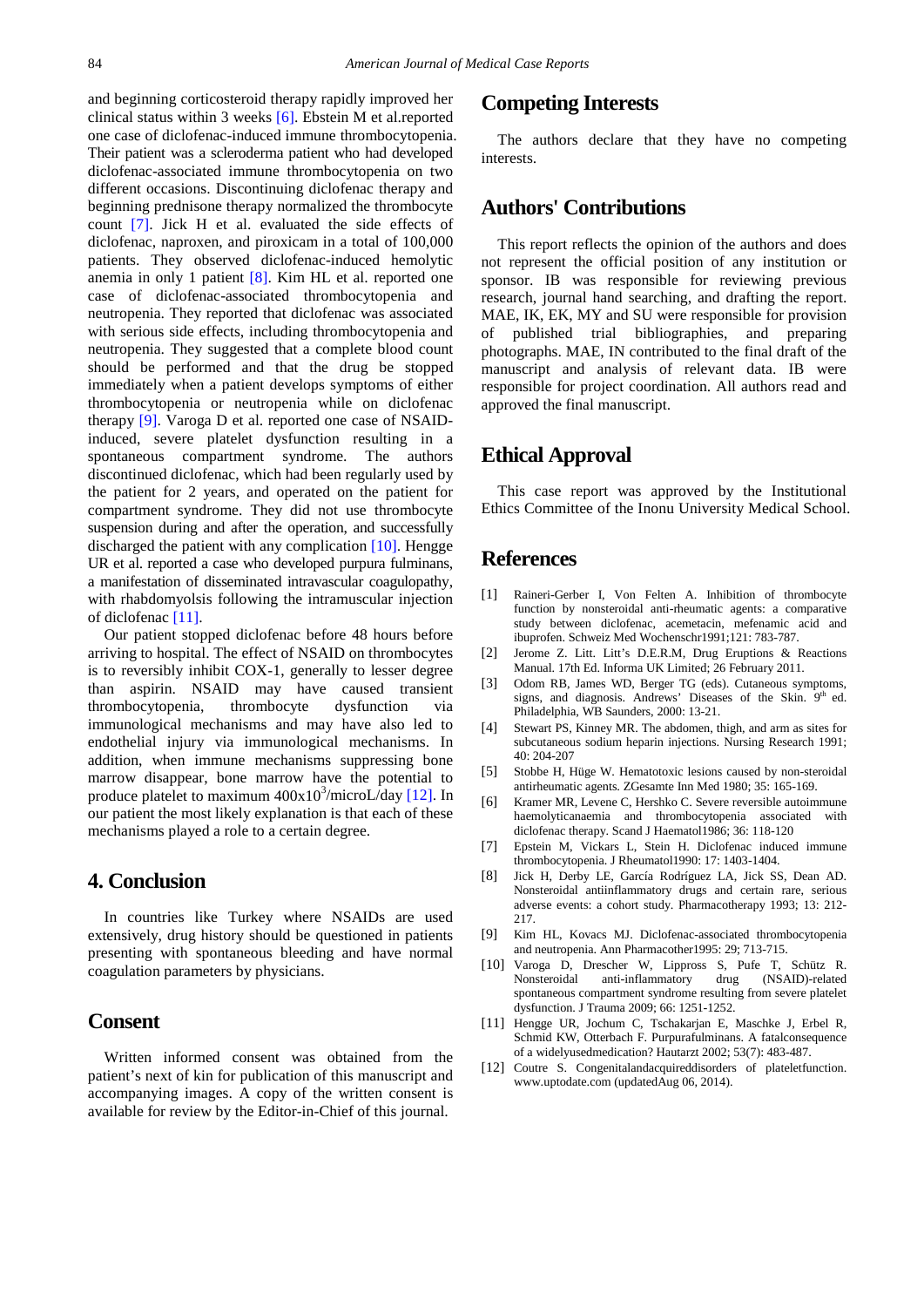and beginning corticosteroid therapy rapidly improved her clinical status within 3 weeks [6]. Ebstein M et al.reported one case of diclofenac-induced immune thrombocytopenia. Their patient was a scleroderma patient who had developed diclofenac-associated immune thrombocytopenia on two different occasions. Discontinuing diclofenac therapy and beginning prednisone therapy normalized the thrombocyte count [7]. Jick H et al. evaluated the side effects of diclofenac, naproxen, and piroxicam in a total of 100,000 patients. They observed diclofenac-induced hemolytic anemia in only 1 patient [8]. Kim HL et al. reported one case of diclofenac-associated thrombocytopenia and neutropenia. They reported that diclofenac was associated with serious side effects, including thrombocytopenia and neutropenia. They suggested that a complete blood count should be performed and that the drug be stopped immediately when a patient develops symptoms of either thrombocytopenia or neutropenia while on diclofenac therapy [9]. Varoga D et al. reported one case of NSAID-induced, severe platelet dysfunction resulting in a spontaneous compartment syndrome. The authors discontinued diclofenac, which had been regularly used by the patient for 2 years, and operated on the patient for compartment syndrome. They did not use thrombocyte suspension during and after the operation, and successfully discharged the patient with any complication [10]. Hengge UR et al. reported a case who developed purpura fulminans, a manifestation of disseminated intravascular coagulopathy, with rhabdomyolysis following the intramuscular injection of diclofenac [11].

Our patient stopped diclofenac before 48 hours before arriving to hospital. The effect of NSAID on thrombocytes is to reversibly inhibit COX-1, generally to lesser degree than aspirin. NSAID may have caused transient thrombocytopenia, thrombocyte dysfunction via immunological mechanisms and may have also led to endothelial injury via immunological mechanisms. In addition, when immune mechanisms suppressing bone marrow disappear, bone marrow have the potential to produce platelet to maximum $400x10^3$/microL/day [12]. In our patient the most likely explanation is that each of these mechanisms played a role to a certain degree.

## 4. Conclusion

In countries like Turkey where NSAIDs are used extensively, drug history should be questioned in patients presenting with spontaneous bleeding and have normal coagulation parameters by physicians.

## Consent

Written informed consent was obtained from the patient's next of kin for publication of this manuscript and accompanying images. A copy of the written consent is available for review by the Editor-in-Chief of this journal.

## Competing Interests

The authors declare that they have no competing interests.

## Authors' Contributions

This report reflects the opinion of the authors and does not represent the official position of any institution or sponsor. IB was responsible for reviewing previous research, journal hand searching, and drafting the report. MAE, IK, EK, MY and SU were responsible for provision of published trial bibliographies, and preparing photographs. MAE, IN contributed to the final draft of the manuscript and analysis of relevant data. IB were responsible for project coordination. All authors read and approved the final manuscript.

## Ethical Approval

This case report was approved by the Institutional Ethics Committee of the Inonu University Medical School.

## References

[1] Raineri-Gerber I, Von Felten A. Inhibition of thrombocyte function by nonsteroidal anti-rheumatic agents: a comparative study between diclofenac, acemetacin, mefenamic acid and ibuprofen. Schweiz Med Wochenschr1991;121: 783-787.

[2] Jerome Z. Litt. Litt's D.E.R.M, Drug Eruptions & Reactions Manual. 17th Ed. Informa UK Limited; 26 February 2011.

[3] Odom RB, James WD, Berger TG (eds). Cutaneous symptoms, signs, and diagnosis. Andrews' Diseases of the Skin. 9th ed. Philadelphia, WB Saunders, 2000: 13-21.

[4] Stewart PS, Kinney MR. The abdomen, thigh, and arm as sites for subcutaneous sodium heparin injections. Nursing Research 1991; 40: 204-207

[5] Stobbe H, Hüge W. Hematotoxic lesions caused by non-steroidal antirheumatic agents. ZGesamte Inn Med 1980; 35: 165-169.

[6] Kramer MR, Levene C, Hershko C. Severe reversible autoimmune haemolyticanaemia and thrombocytopenia associated with diclofenac therapy. Scand J Haematol1986; 36: 118-120

[7] Epstein M, Vickars L, Stein H. Diclofenac induced immune thrombocytopenia. J Rheumatol1990: 17: 1403-1404.

[8] Jick H, Derby LE, García Rodríguez LA, Jick SS, Dean AD. Nonsteroidal antiinflammatory drugs and certain rare, serious adverse events: a cohort study. Pharmacotherapy 1993; 13: 212-217.

[9] Kim HL, Kovacs MJ. Diclofenac-associated thrombocytopenia and neutropenia. Ann Pharmacother1995: 29; 713-715.

[10] Varoga D, Drescher W, Lippross S, Pufe T, Schütz R. Nonsteroidal anti-inflammatory drug (NSAID)-related spontaneous compartment syndrome resulting from severe platelet dysfunction. J Trauma 2009; 66: 1251-1252.

[11] Hengge UR, Jochum C, Tschakarjan E, Maschke J, Erbel R, Schmid KW, Otterbach F. Purpurafulminans. A fatalconsequence of a widelyusedmedication? Hautarzt 2002; 53(7): 483-487.

[12] Coutre S. Congenitalandacquireddisorders of plateletfunction. www.uptodate.com (updatedAug 06, 2014).